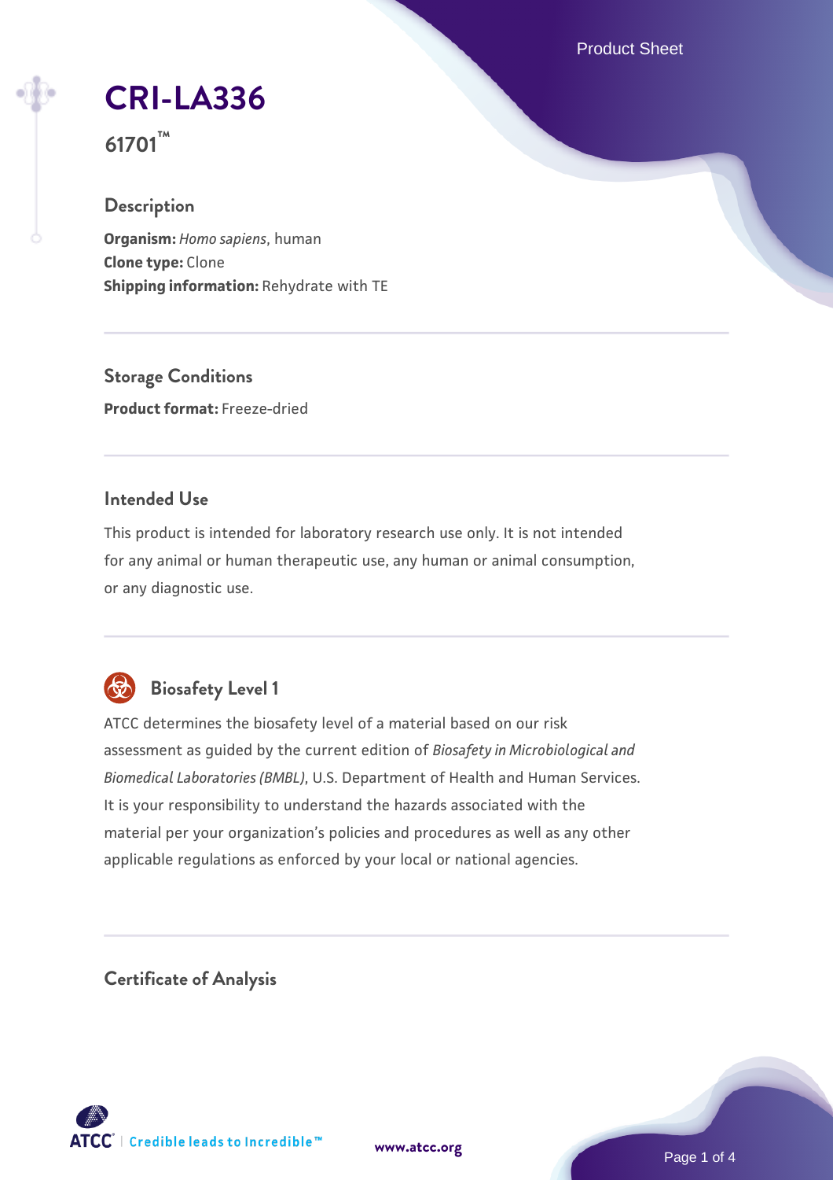# CRI-LA336

**61701™**

## Description

**Organism:** *Homo sapiens*, human
**Clone type:** Clone
**Shipping information:** Rehydrate with TE

## Storage Conditions

**Product format:** Freeze-dried

## Intended Use

This product is intended for laboratory research use only. It is not intended for any animal or human therapeutic use, any human or animal consumption, or any diagnostic use.

## Biosafety Level 1

ATCC determines the biosafety level of a material based on our risk assessment as guided by the current edition of *Biosafety in Microbiological and Biomedical Laboratories (BMBL)*, U.S. Department of Health and Human Services. It is your responsibility to understand the hazards associated with the material per your organization's policies and procedures as well as any other applicable regulations as enforced by your local or national agencies.

## Certificate of Analysis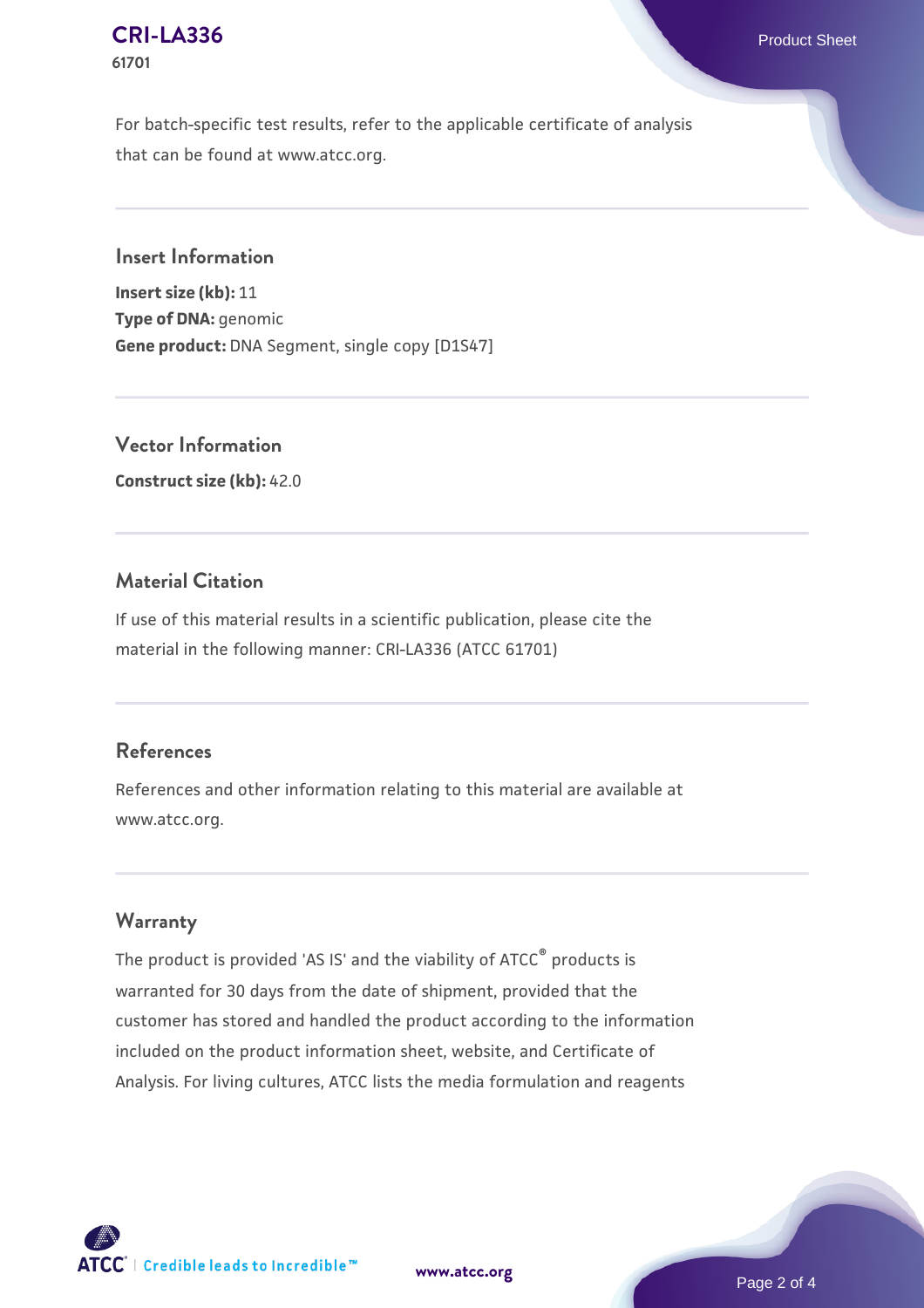For batch-specific test results, refer to the applicable certificate of analysis that can be found at www.atcc.org.

## Insert Information

**Insert size (kb):** 11
**Type of DNA:** genomic
**Gene product:** DNA Segment, single copy [D1S47]

## Vector Information

**Construct size (kb):** 42.0

## Material Citation

If use of this material results in a scientific publication, please cite the material in the following manner: CRI-LA336 (ATCC 61701)

## References

References and other information relating to this material are available at www.atcc.org.

## Warranty

The product is provided 'AS IS' and the viability of ATCC® products is warranted for 30 days from the date of shipment, provided that the customer has stored and handled the product according to the information included on the product information sheet, website, and Certificate of Analysis. For living cultures, ATCC lists the media formulation and reagents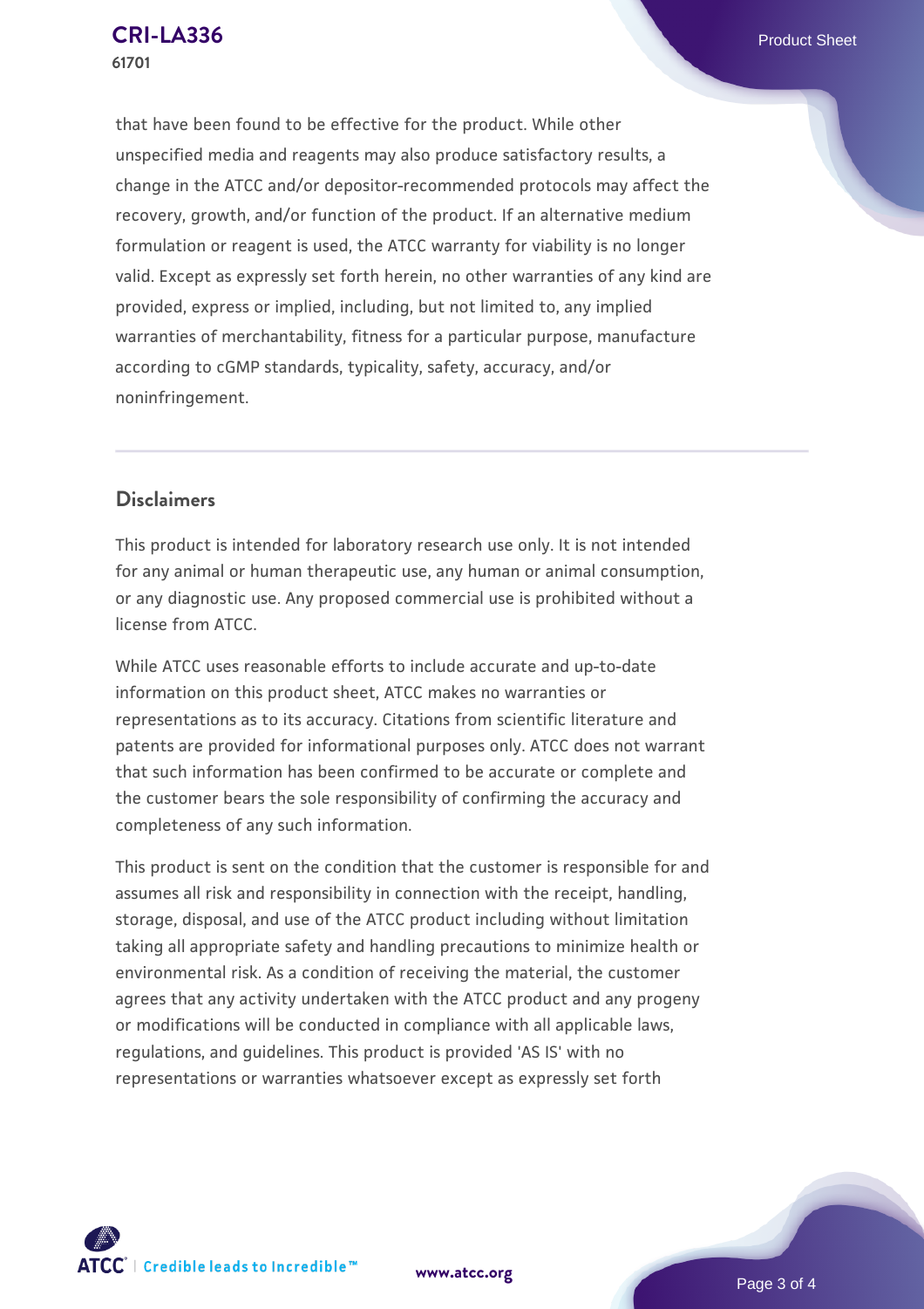that have been found to be effective for the product. While other unspecified media and reagents may also produce satisfactory results, a change in the ATCC and/or depositor-recommended protocols may affect the recovery, growth, and/or function of the product. If an alternative medium formulation or reagent is used, the ATCC warranty for viability is no longer valid. Except as expressly set forth herein, no other warranties of any kind are provided, express or implied, including, but not limited to, any implied warranties of merchantability, fitness for a particular purpose, manufacture according to cGMP standards, typicality, safety, accuracy, and/or noninfringement.

## Disclaimers

This product is intended for laboratory research use only. It is not intended for any animal or human therapeutic use, any human or animal consumption, or any diagnostic use. Any proposed commercial use is prohibited without a license from ATCC.

While ATCC uses reasonable efforts to include accurate and up-to-date information on this product sheet, ATCC makes no warranties or representations as to its accuracy. Citations from scientific literature and patents are provided for informational purposes only. ATCC does not warrant that such information has been confirmed to be accurate or complete and the customer bears the sole responsibility of confirming the accuracy and completeness of any such information.

This product is sent on the condition that the customer is responsible for and assumes all risk and responsibility in connection with the receipt, handling, storage, disposal, and use of the ATCC product including without limitation taking all appropriate safety and handling precautions to minimize health or environmental risk. As a condition of receiving the material, the customer agrees that any activity undertaken with the ATCC product and any progeny or modifications will be conducted in compliance with all applicable laws, regulations, and guidelines. This product is provided 'AS IS' with no representations or warranties whatsoever except as expressly set forth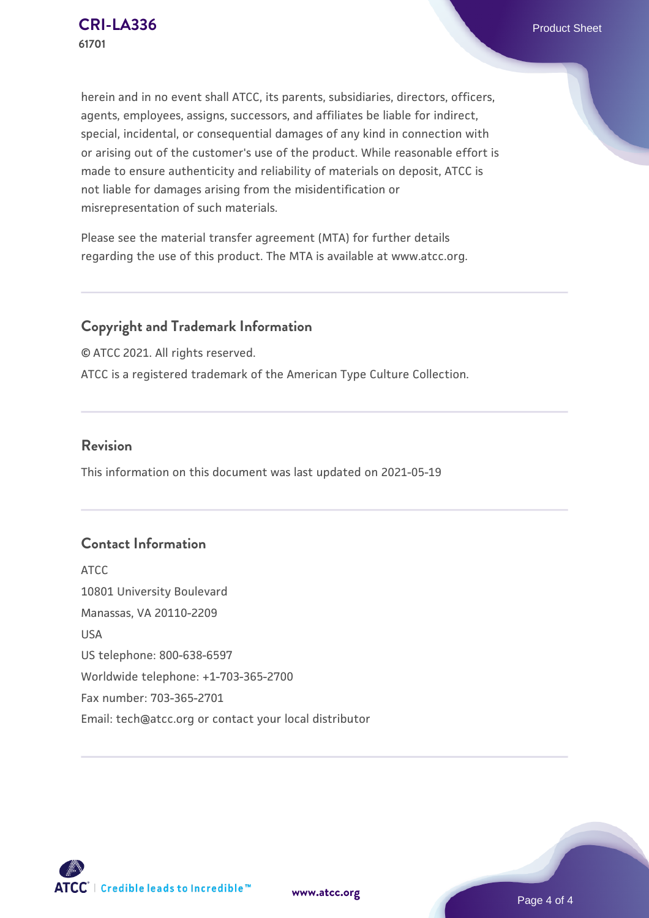herein and in no event shall ATCC, its parents, subsidiaries, directors, officers, agents, employees, assigns, successors, and affiliates be liable for indirect, special, incidental, or consequential damages of any kind in connection with or arising out of the customer's use of the product. While reasonable effort is made to ensure authenticity and reliability of materials on deposit, ATCC is not liable for damages arising from the misidentification or misrepresentation of such materials.

Please see the material transfer agreement (MTA) for further details regarding the use of this product. The MTA is available at www.atcc.org.

## Copyright and Trademark Information

© ATCC 2021. All rights reserved.

ATCC is a registered trademark of the American Type Culture Collection.

## Revision

This information on this document was last updated on 2021-05-19

## Contact Information

ATCC
10801 University Boulevard
Manassas, VA 20110-2209
USA
US telephone: 800-638-6597
Worldwide telephone: +1-703-365-2700
Fax number: 703-365-2701
Email: tech@atcc.org or contact your local distributor